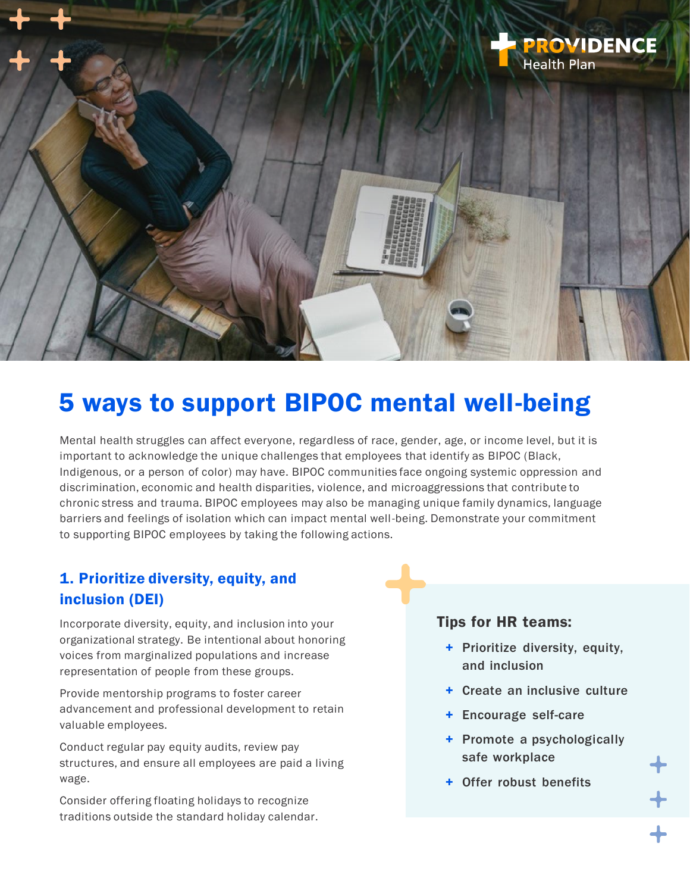PROVIDENCE Health Plan

# 5 ways to support BIPOC mental well-being

Mental health struggles can affect everyone, regardless of race, gender, age, or income level, but it is important to acknowledge the unique challenges that employees that identify as BIPOC (Black, Indigenous, or a person of color) may have. BIPOC communities face ongoing systemic oppression and discrimination, economic and health disparities, violence, and microaggressions that contribute to chronic stress and trauma. BIPOC employees may also be managing unique family dynamics, language barriers and feelings of isolation which can impact mental well-being. Demonstrate your commitment to supporting BIPOC employees by taking the following actions.

## 1. Prioritize diversity, equity, and inclusion (DEI)

Incorporate diversity, equity, and inclusion into your organizational strategy. Be intentional about honoring voices from marginalized populations and increase representation of people from these groups.

Provide mentorship programs to foster career advancement and professional development to retain valuable employees.

Conduct regular pay equity audits, review pay structures, and ensure all employees are paid a living wage.

Consider offering floating holidays to recognize traditions outside the standard holiday calendar.

### Tips for HR teams:

- Prioritize diversity, equity, and inclusion
- Create an inclusive culture
- Encourage self-care
- Promote a psychologically safe workplace
- Offer robust benefits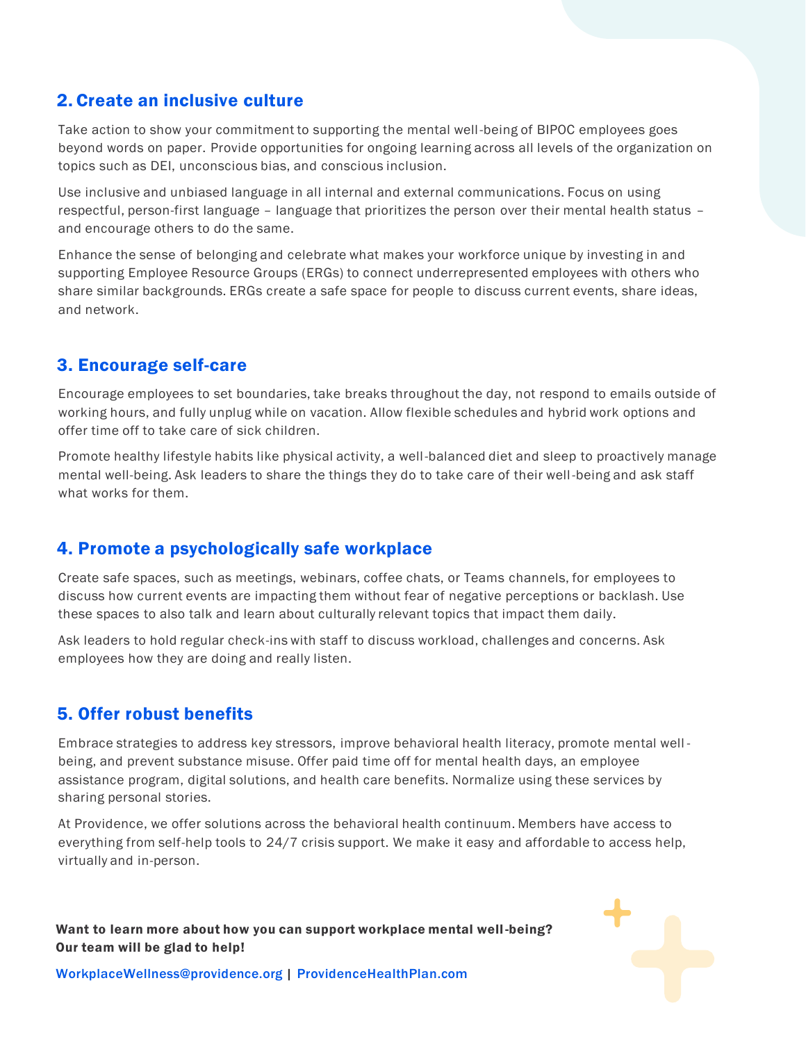## 2. Create an inclusive culture

Take action to show your commitment to supporting the mental well-being of BIPOC employees goes beyond words on paper. Provide opportunities for ongoing learning across all levels of the organization on topics such as DEI, unconscious bias, and conscious inclusion.

Use inclusive and unbiased language in all internal and external communications. Focus on using respectful, person-first language – language that prioritizes the person over their mental health status – and encourage others to do the same.

Enhance the sense of belonging and celebrate what makes your workforce unique by investing in and supporting Employee Resource Groups (ERGs) to connect underrepresented employees with others who share similar backgrounds. ERGs create a safe space for people to discuss current events, share ideas, and network.

## 3. Encourage self-care

Encourage employees to set boundaries, take breaks throughout the day, not respond to emails outside of working hours, and fully unplug while on vacation. Allow flexible schedules and hybrid work options and offer time off to take care of sick children.

Promote healthy lifestyle habits like physical activity, a well-balanced diet and sleep to proactively manage mental well-being. Ask leaders to share the things they do to take care of their well-being and ask staff what works for them.

## 4. Promote a psychologically safe workplace

Create safe spaces, such as meetings, webinars, coffee chats, or Teams channels, for employees to discuss how current events are impacting them without fear of negative perceptions or backlash. Use these spaces to also talk and learn about culturally relevant topics that impact them daily.

Ask leaders to hold regular check-ins with staff to discuss workload, challenges and concerns. Ask employees how they are doing and really listen.

## 5. Offer robust benefits

Embrace strategies to address key stressors, improve behavioral health literacy, promote mental well-being, and prevent substance misuse. Offer paid time off for mental health days, an employee assistance program, digital solutions, and health care benefits. Normalize using these services by sharing personal stories.

At Providence, we offer solutions across the behavioral health continuum. Members have access to everything from self-help tools to 24/7 crisis support. We make it easy and affordable to access help, virtually and in-person.

**Want to learn more about how you can support workplace mental well-being? Our team will be glad to help!**

WorkplaceWellness@providence.org | ProvidenceHealthPlan.com